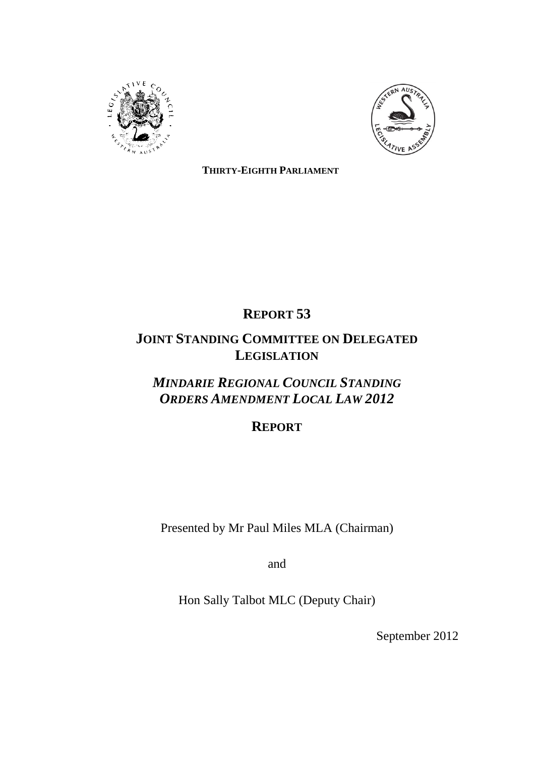**THIRTY-EIGHTH PARLIAMENT**

# REPORT 53

# JOINT STANDING COMMITTEE ON DELEGATED LEGISLATION

## *MINDARIE REGIONAL COUNCIL STANDING ORDERS AMENDMENT LOCAL LAW 2012*

## REPORT

Presented by Mr Paul Miles MLA (Chairman)

and

Hon Sally Talbot MLC (Deputy Chair)

September 2012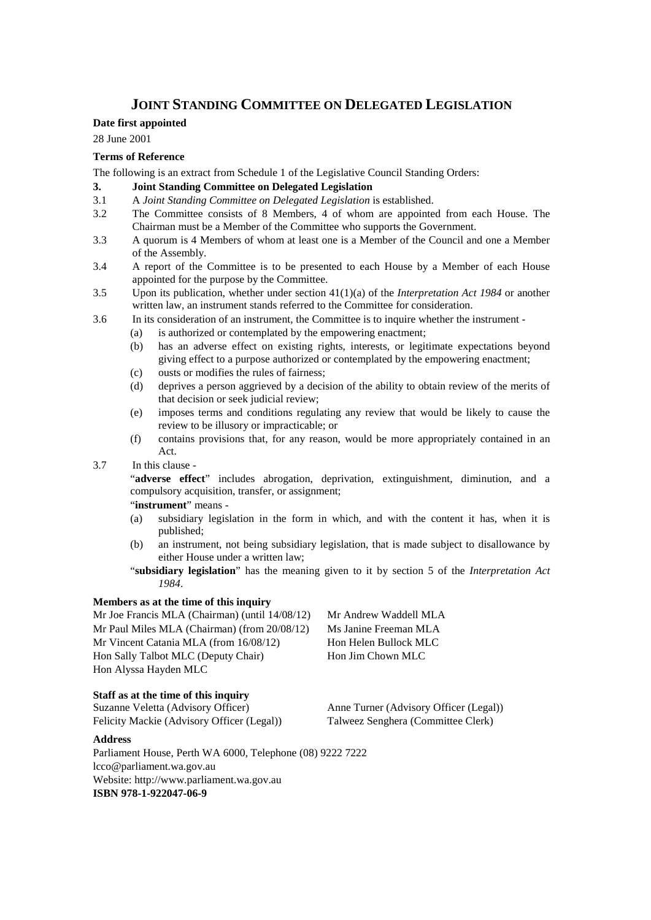# JOINT STANDING COMMITTEE ON DELEGATED LEGISLATION

**Date first appointed**

28 June 2001

**Terms of Reference**

The following is an extract from Schedule 1 of the Legislative Council Standing Orders:

**3. Joint Standing Committee on Delegated Legislation**

3.1 A *Joint Standing Committee on Delegated Legislation* is established.

3.2 The Committee consists of 8 Members, 4 of whom are appointed from each House. The Chairman must be a Member of the Committee who supports the Government.

3.3 A quorum is 4 Members of whom at least one is a Member of the Council and one a Member of the Assembly.

3.4 A report of the Committee is to be presented to each House by a Member of each House appointed for the purpose by the Committee.

3.5 Upon its publication, whether under section 41(1)(a) of the *Interpretation Act 1984* or another written law, an instrument stands referred to the Committee for consideration.

3.6 In its consideration of an instrument, the Committee is to inquire whether the instrument -

- (a) is authorized or contemplated by the empowering enactment;
- (b) has an adverse effect on existing rights, interests, or legitimate expectations beyond giving effect to a purpose authorized or contemplated by the empowering enactment;
- (c) ousts or modifies the rules of fairness;
- (d) deprives a person aggrieved by a decision of the ability to obtain review of the merits of that decision or seek judicial review;
- (e) imposes terms and conditions regulating any review that would be likely to cause the review to be illusory or impracticable; or
- (f) contains provisions that, for any reason, would be more appropriately contained in an Act.

3.7 In this clause -

"**adverse effect**" includes abrogation, deprivation, extinguishment, diminution, and a compulsory acquisition, transfer, or assignment;

"**instrument**" means -

- (a) subsidiary legislation in the form in which, and with the content it has, when it is published;
- (b) an instrument, not being subsidiary legislation, that is made subject to disallowance by either House under a written law;

"**subsidiary legislation**" has the meaning given to it by section 5 of the *Interpretation Act 1984*.

**Members as at the time of this inquiry**

Mr Joe Francis MLA (Chairman) (until 14/08/12)
Mr Paul Miles MLA (Chairman) (from 20/08/12)
Mr Vincent Catania MLA (from 16/08/12)
Hon Sally Talbot MLC (Deputy Chair)
Hon Alyssa Hayden MLC
Mr Andrew Waddell MLA
Ms Janine Freeman MLA
Hon Helen Bullock MLC
Hon Jim Chown MLC

**Staff as at the time of this inquiry**

Suzanne Veletta (Advisory Officer)
Felicity Mackie (Advisory Officer (Legal))
Anne Turner (Advisory Officer (Legal))
Talweez Senghera (Committee Clerk)

**Address**

Parliament House, Perth WA 6000, Telephone (08) 9222 7222
lcco@parliament.wa.gov.au
Website: http://www.parliament.wa.gov.au

**ISBN 978-1-922047-06-9**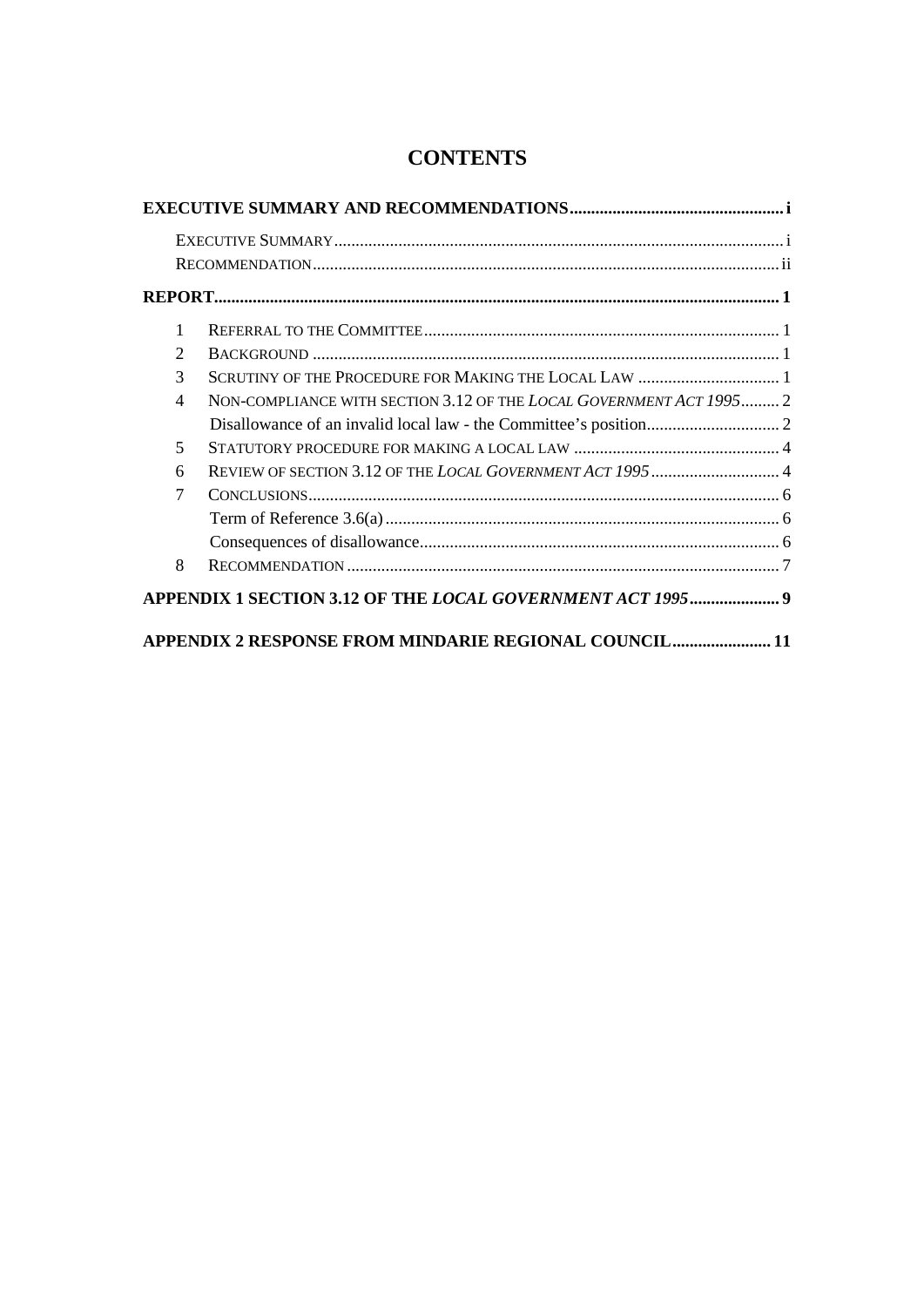# CONTENTS

**EXECUTIVE SUMMARY AND RECOMMENDATIONS** ..... i

- Executive Summary ..... i
- Recommendation ..... ii

**REPORT** ..... 1

1. Referral to the Committee ..... 1
2. Background ..... 1
3. Scrutiny of the Procedure for Making the Local Law ..... 1
4. Non-compliance with section 3.12 of the *Local Government Act 1995* ..... 2
   - Disallowance of an invalid local law - the Committee's position ..... 2
5. Statutory procedure for making a local law ..... 4
6. Review of section 3.12 of the *Local Government Act 1995* ..... 4
7. Conclusions ..... 6
   - Term of Reference 3.6(a) ..... 6
   - Consequences of disallowance ..... 6
8. Recommendation ..... 7

**APPENDIX 1 SECTION 3.12 OF THE *LOCAL GOVERNMENT ACT 1995*** ..... 9

**APPENDIX 2 RESPONSE FROM MINDARIE REGIONAL COUNCIL** ..... 11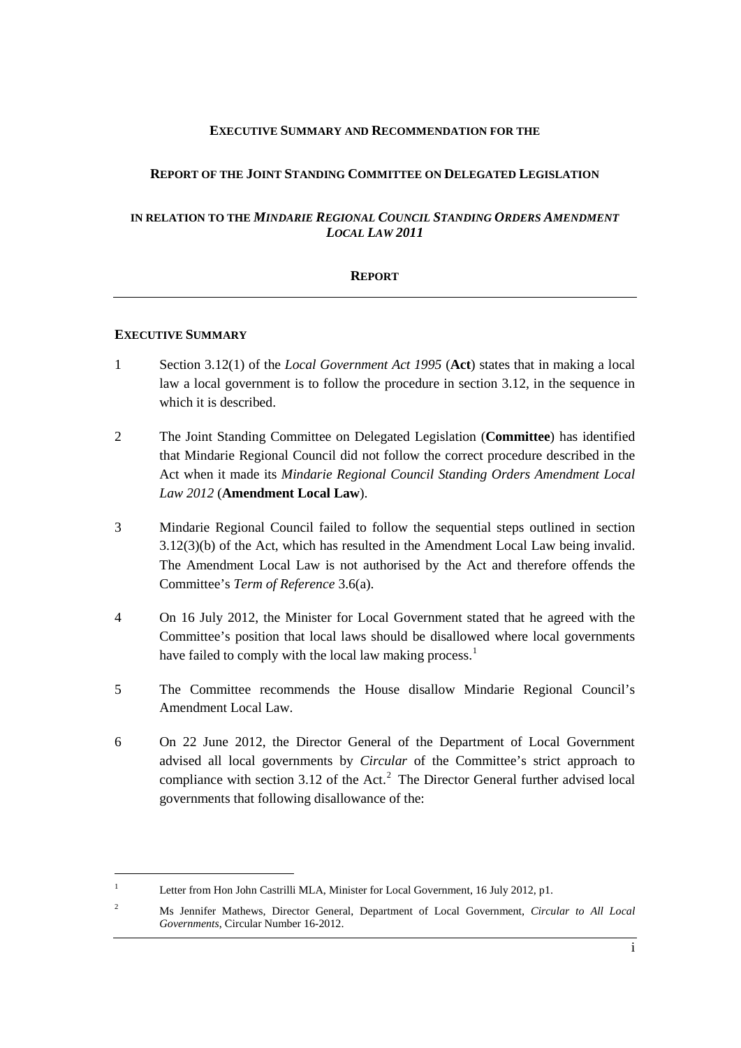**EXECUTIVE SUMMARY AND RECOMMENDATION FOR THE**

**REPORT OF THE JOINT STANDING COMMITTEE ON DELEGATED LEGISLATION**

**IN RELATION TO THE *MINDARIE REGIONAL COUNCIL STANDING ORDERS AMENDMENT LOCAL LAW 2011***

**REPORT**

---

**EXECUTIVE SUMMARY**

1 Section 3.12(1) of the *Local Government Act 1995* (**Act**) states that in making a local law a local government is to follow the procedure in section 3.12, in the sequence in which it is described.

2 The Joint Standing Committee on Delegated Legislation (**Committee**) has identified that Mindarie Regional Council did not follow the correct procedure described in the Act when it made its *Mindarie Regional Council Standing Orders Amendment Local Law 2012* (**Amendment Local Law**).

3 Mindarie Regional Council failed to follow the sequential steps outlined in section 3.12(3)(b) of the Act, which has resulted in the Amendment Local Law being invalid. The Amendment Local Law is not authorised by the Act and therefore offends the Committee's *Term of Reference* 3.6(a).

4 On 16 July 2012, the Minister for Local Government stated that he agreed with the Committee's position that local laws should be disallowed where local governments have failed to comply with the local law making process.[1]

5 The Committee recommends the House disallow Mindarie Regional Council's Amendment Local Law.

6 On 22 June 2012, the Director General of the Department of Local Government advised all local governments by *Circular* of the Committee's strict approach to compliance with section 3.12 of the Act.[2] The Director General further advised local governments that following disallowance of the:

---

[1] Letter from Hon John Castrilli MLA, Minister for Local Government, 16 July 2012, p1.

[2] Ms Jennifer Mathews, Director General, Department of Local Government, *Circular to All Local Governments*, Circular Number 16-2012.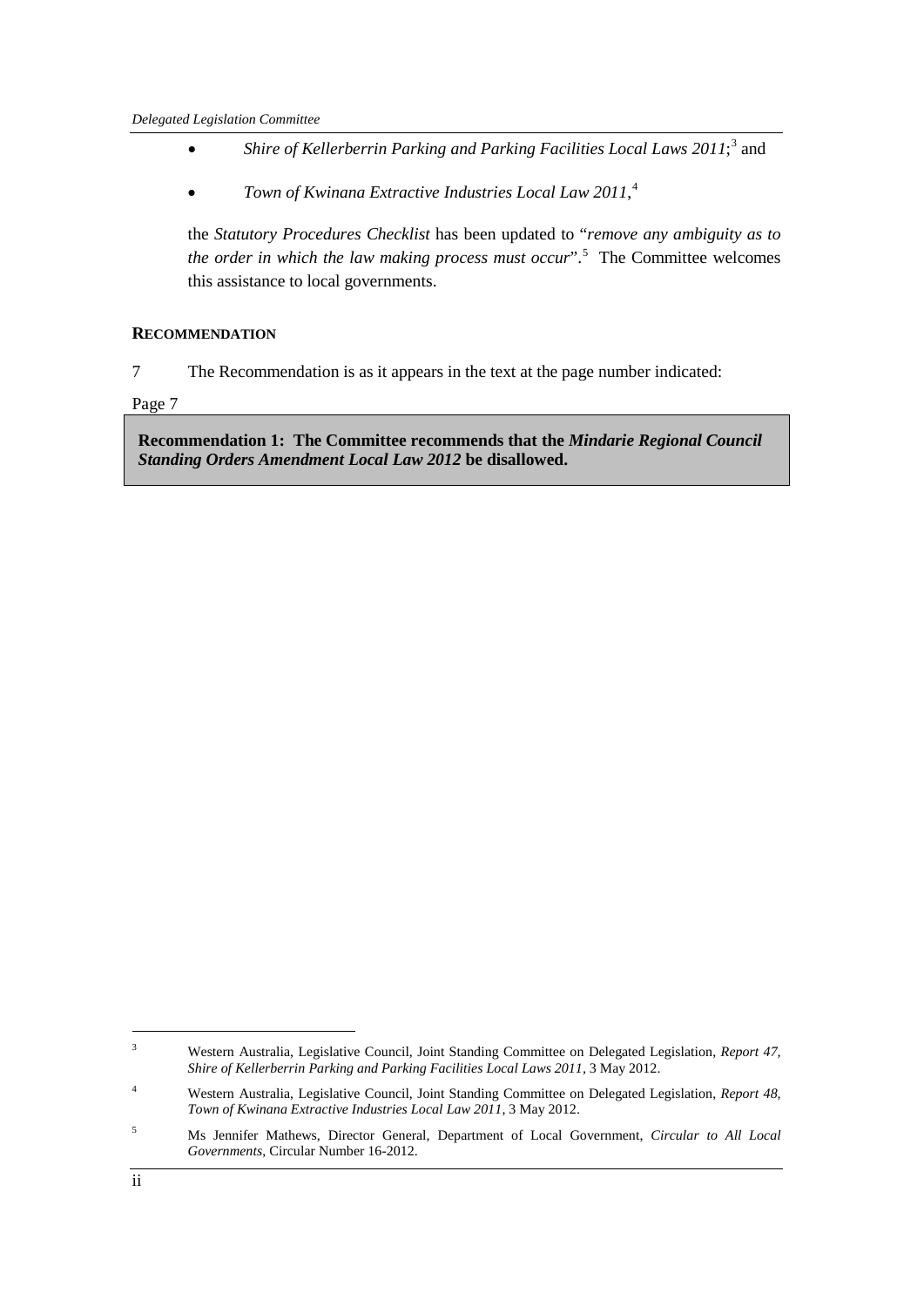- *Shire of Kellerberrin Parking and Parking Facilities Local Laws 2011*;[3] and
- *Town of Kwinana Extractive Industries Local Law 2011*,[4]

the *Statutory Procedures Checklist* has been updated to "*remove any ambiguity as to the order in which the law making process must occur*".[5] The Committee welcomes this assistance to local governments.

**RECOMMENDATION**

7 The Recommendation is as it appears in the text at the page number indicated:

Page 7

**Recommendation 1: The Committee recommends that the *Mindarie Regional Council Standing Orders Amendment Local Law 2012* be disallowed.**

---

[3] Western Australia, Legislative Council, Joint Standing Committee on Delegated Legislation, *Report 47, Shire of Kellerberrin Parking and Parking Facilities Local Laws 2011*, 3 May 2012.

[4] Western Australia, Legislative Council, Joint Standing Committee on Delegated Legislation, *Report 48, Town of Kwinana Extractive Industries Local Law 2011*, 3 May 2012.

[5] Ms Jennifer Mathews, Director General, Department of Local Government, *Circular to All Local Governments*, Circular Number 16-2012.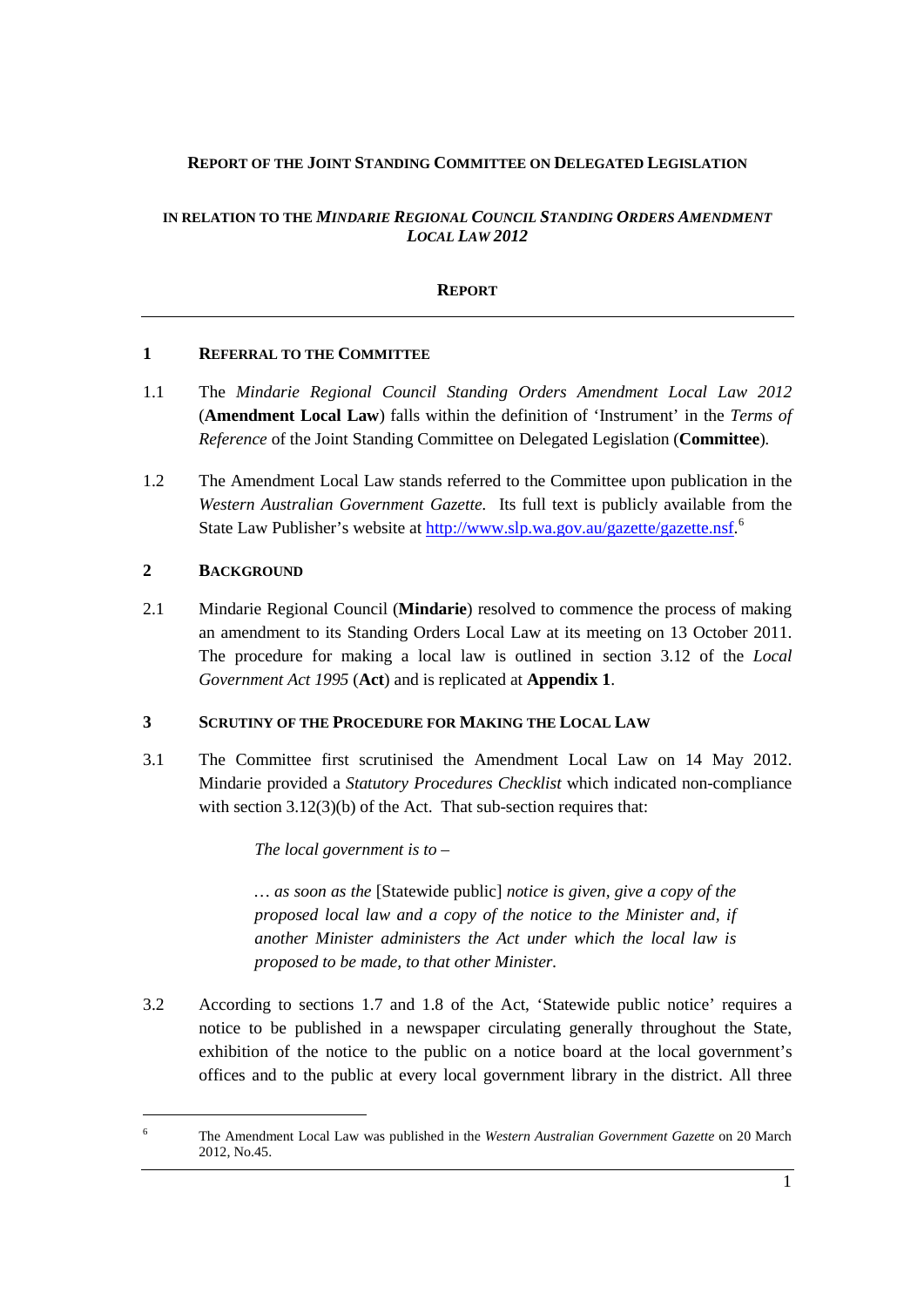**REPORT OF THE JOINT STANDING COMMITTEE ON DELEGATED LEGISLATION**

**IN RELATION TO THE *MINDARIE REGIONAL COUNCIL STANDING ORDERS AMENDMENT LOCAL LAW 2012***

**REPORT**

## 1 REFERRAL TO THE COMMITTEE

1.1 The *Mindarie Regional Council Standing Orders Amendment Local Law 2012* (**Amendment Local Law**) falls within the definition of 'Instrument' in the *Terms of Reference* of the Joint Standing Committee on Delegated Legislation (**Committee**).

1.2 The Amendment Local Law stands referred to the Committee upon publication in the *Western Australian Government Gazette.* Its full text is publicly available from the State Law Publisher's website at http://www.slp.wa.gov.au/gazette/gazette.nsf.[6]

## 2 BACKGROUND

2.1 Mindarie Regional Council (**Mindarie**) resolved to commence the process of making an amendment to its Standing Orders Local Law at its meeting on 13 October 2011. The procedure for making a local law is outlined in section 3.12 of the *Local Government Act 1995* (**Act**) and is replicated at **Appendix 1**.

## 3 SCRUTINY OF THE PROCEDURE FOR MAKING THE LOCAL LAW

3.1 The Committee first scrutinised the Amendment Local Law on 14 May 2012. Mindarie provided a *Statutory Procedures Checklist* which indicated non-compliance with section 3.12(3)(b) of the Act. That sub-section requires that:

> *The local government is to –*
>
> *… as soon as the* [Statewide public] *notice is given, give a copy of the proposed local law and a copy of the notice to the Minister and, if another Minister administers the Act under which the local law is proposed to be made, to that other Minister.*

3.2 According to sections 1.7 and 1.8 of the Act, 'Statewide public notice' requires a notice to be published in a newspaper circulating generally throughout the State, exhibition of the notice to the public on a notice board at the local government's offices and to the public at every local government library in the district. All three

---

[6] The Amendment Local Law was published in the *Western Australian Government Gazette* on 20 March 2012, No.45.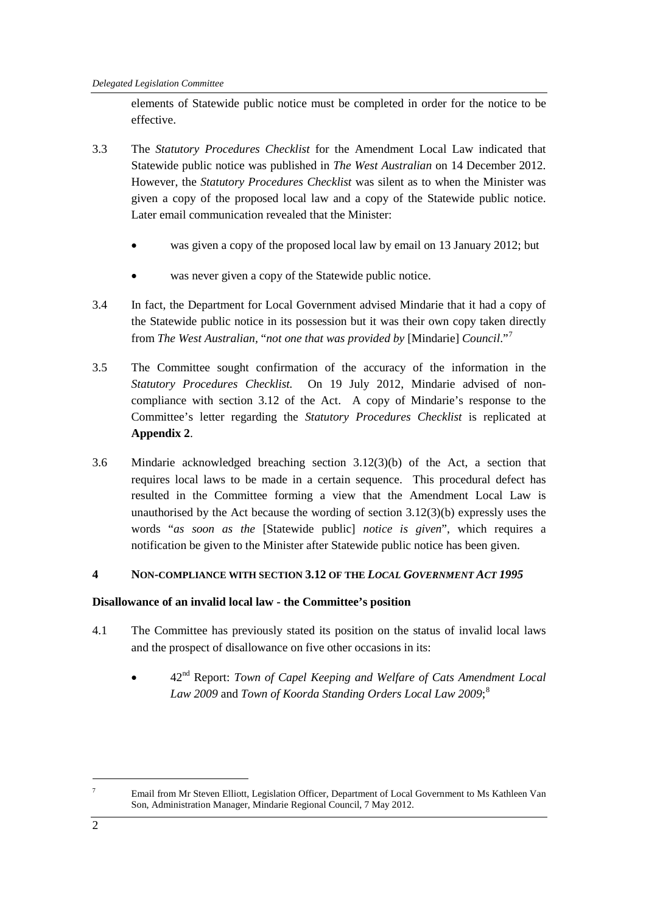elements of Statewide public notice must be completed in order for the notice to be effective.

3.3 The *Statutory Procedures Checklist* for the Amendment Local Law indicated that Statewide public notice was published in *The West Australian* on 14 December 2012. However, the *Statutory Procedures Checklist* was silent as to when the Minister was given a copy of the proposed local law and a copy of the Statewide public notice. Later email communication revealed that the Minister:

- was given a copy of the proposed local law by email on 13 January 2012; but
- was never given a copy of the Statewide public notice.

3.4 In fact, the Department for Local Government advised Mindarie that it had a copy of the Statewide public notice in its possession but it was their own copy taken directly from *The West Australian*, "*not one that was provided by* [Mindarie] *Council*."[7]

3.5 The Committee sought confirmation of the accuracy of the information in the *Statutory Procedures Checklist.* On 19 July 2012, Mindarie advised of non-compliance with section 3.12 of the Act. A copy of Mindarie's response to the Committee's letter regarding the *Statutory Procedures Checklist* is replicated at **Appendix 2**.

3.6 Mindarie acknowledged breaching section 3.12(3)(b) of the Act, a section that requires local laws to be made in a certain sequence. This procedural defect has resulted in the Committee forming a view that the Amendment Local Law is unauthorised by the Act because the wording of section 3.12(3)(b) expressly uses the words "*as soon as the* [Statewide public] *notice is given*", which requires a notification be given to the Minister after Statewide public notice has been given.

## 4 NON-COMPLIANCE WITH SECTION 3.12 OF THE *LOCAL GOVERNMENT ACT 1995*

### Disallowance of an invalid local law - the Committee's position

4.1 The Committee has previously stated its position on the status of invalid local laws and the prospect of disallowance on five other occasions in its:

- 42nd Report: *Town of Capel Keeping and Welfare of Cats Amendment Local Law 2009* and *Town of Koorda Standing Orders Local Law 2009*;[8]

---

[7] Email from Mr Steven Elliott, Legislation Officer, Department of Local Government to Ms Kathleen Van Son, Administration Manager, Mindarie Regional Council, 7 May 2012.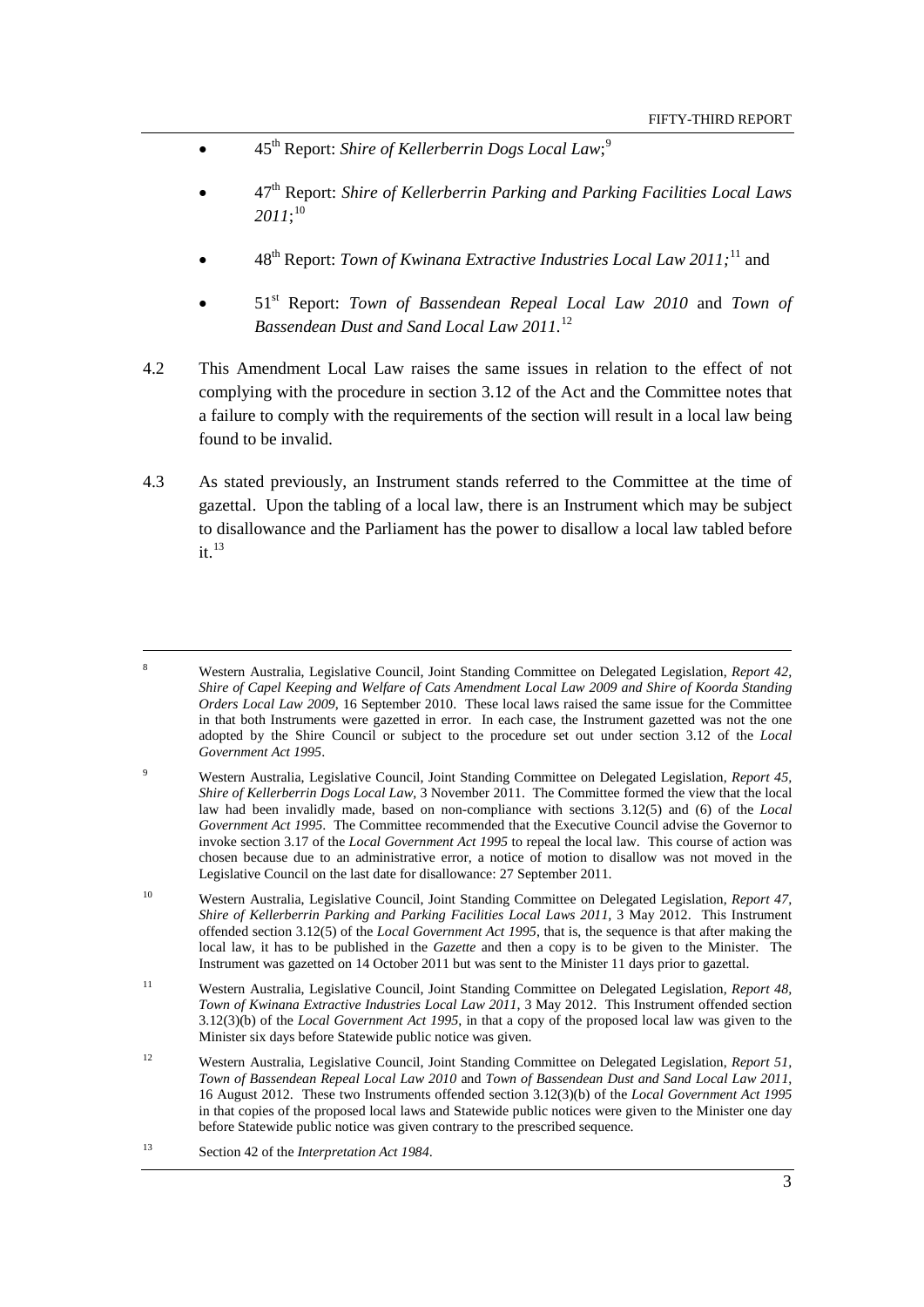- 45th Report: *Shire of Kellerberrin Dogs Local Law*;[9]

- 47th Report: *Shire of Kellerberrin Parking and Parking Facilities Local Laws 2011*;[10]

- 48th Report: *Town of Kwinana Extractive Industries Local Law 2011;*[11] and

- 51st Report: *Town of Bassendean Repeal Local Law 2010* and *Town of Bassendean Dust and Sand Local Law 2011*.[12]

4.2 This Amendment Local Law raises the same issues in relation to the effect of not complying with the procedure in section 3.12 of the Act and the Committee notes that a failure to comply with the requirements of the section will result in a local law being found to be invalid.

4.3 As stated previously, an Instrument stands referred to the Committee at the time of gazettal. Upon the tabling of a local law, there is an Instrument which may be subject to disallowance and the Parliament has the power to disallow a local law tabled before it.[13]

---

[8] Western Australia, Legislative Council, Joint Standing Committee on Delegated Legislation, *Report 42, Shire of Capel Keeping and Welfare of Cats Amendment Local Law 2009 and Shire of Koorda Standing Orders Local Law 2009*, 16 September 2010. These local laws raised the same issue for the Committee in that both Instruments were gazetted in error. In each case, the Instrument gazetted was not the one adopted by the Shire Council or subject to the procedure set out under section 3.12 of the *Local Government Act 1995*.

[9] Western Australia, Legislative Council, Joint Standing Committee on Delegated Legislation, *Report 45, Shire of Kellerberrin Dogs Local Law*, 3 November 2011. The Committee formed the view that the local law had been invalidly made, based on non-compliance with sections 3.12(5) and (6) of the *Local Government Act 1995*. The Committee recommended that the Executive Council advise the Governor to invoke section 3.17 of the *Local Government Act 1995* to repeal the local law. This course of action was chosen because due to an administrative error, a notice of motion to disallow was not moved in the Legislative Council on the last date for disallowance: 27 September 2011.

[10] Western Australia, Legislative Council, Joint Standing Committee on Delegated Legislation, *Report 47, Shire of Kellerberrin Parking and Parking Facilities Local Laws 2011*, 3 May 2012. This Instrument offended section 3.12(5) of the *Local Government Act 1995*, that is, the sequence is that after making the local law, it has to be published in the *Gazette* and then a copy is to be given to the Minister. The Instrument was gazetted on 14 October 2011 but was sent to the Minister 11 days prior to gazettal.

[11] Western Australia, Legislative Council, Joint Standing Committee on Delegated Legislation, *Report 48, Town of Kwinana Extractive Industries Local Law 2011*, 3 May 2012. This Instrument offended section 3.12(3)(b) of the *Local Government Act 1995*, in that a copy of the proposed local law was given to the Minister six days before Statewide public notice was given.

[12] Western Australia, Legislative Council, Joint Standing Committee on Delegated Legislation, *Report 51, Town of Bassendean Repeal Local Law 2010* and *Town of Bassendean Dust and Sand Local Law 2011*, 16 August 2012. These two Instruments offended section 3.12(3)(b) of the *Local Government Act 1995* in that copies of the proposed local laws and Statewide public notices were given to the Minister one day before Statewide public notice was given contrary to the prescribed sequence.

[13] Section 42 of the *Interpretation Act 1984*.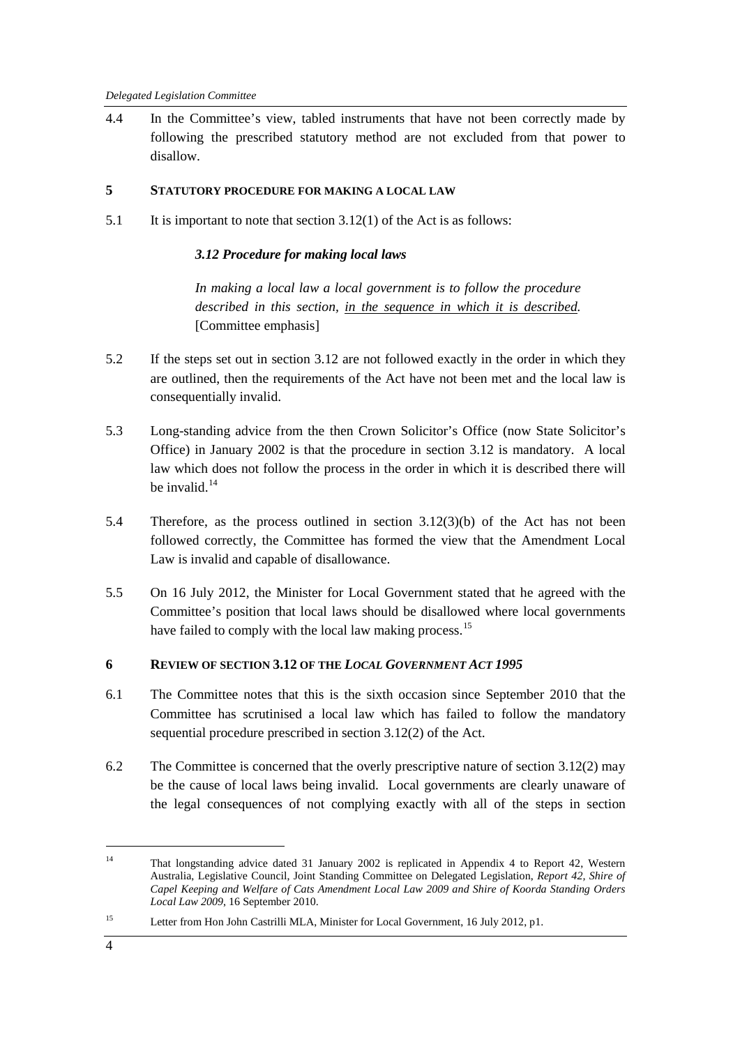4.4 In the Committee's view, tabled instruments that have not been correctly made by following the prescribed statutory method are not excluded from that power to disallow.

## 5 STATUTORY PROCEDURE FOR MAKING A LOCAL LAW

5.1 It is important to note that section 3.12(1) of the Act is as follows:

> ***3.12 Procedure for making local laws***
>
> *In making a local law a local government is to follow the procedure described in this section, <u>in the sequence in which it is described</u>.* [Committee emphasis]

5.2 If the steps set out in section 3.12 are not followed exactly in the order in which they are outlined, then the requirements of the Act have not been met and the local law is consequentially invalid.

5.3 Long-standing advice from the then Crown Solicitor's Office (now State Solicitor's Office) in January 2002 is that the procedure in section 3.12 is mandatory. A local law which does not follow the process in the order in which it is described there will be invalid.[14]

5.4 Therefore, as the process outlined in section 3.12(3)(b) of the Act has not been followed correctly, the Committee has formed the view that the Amendment Local Law is invalid and capable of disallowance.

5.5 On 16 July 2012, the Minister for Local Government stated that he agreed with the Committee's position that local laws should be disallowed where local governments have failed to comply with the local law making process.[15]

## 6 REVIEW OF SECTION 3.12 OF THE *LOCAL GOVERNMENT ACT 1995*

6.1 The Committee notes that this is the sixth occasion since September 2010 that the Committee has scrutinised a local law which has failed to follow the mandatory sequential procedure prescribed in section 3.12(2) of the Act.

6.2 The Committee is concerned that the overly prescriptive nature of section 3.12(2) may be the cause of local laws being invalid. Local governments are clearly unaware of the legal consequences of not complying exactly with all of the steps in section

---

[14] That longstanding advice dated 31 January 2002 is replicated in Appendix 4 to Report 42, Western Australia, Legislative Council, Joint Standing Committee on Delegated Legislation, *Report 42, Shire of Capel Keeping and Welfare of Cats Amendment Local Law 2009 and Shire of Koorda Standing Orders Local Law 2009*, 16 September 2010.

[15] Letter from Hon John Castrilli MLA, Minister for Local Government, 16 July 2012, p1.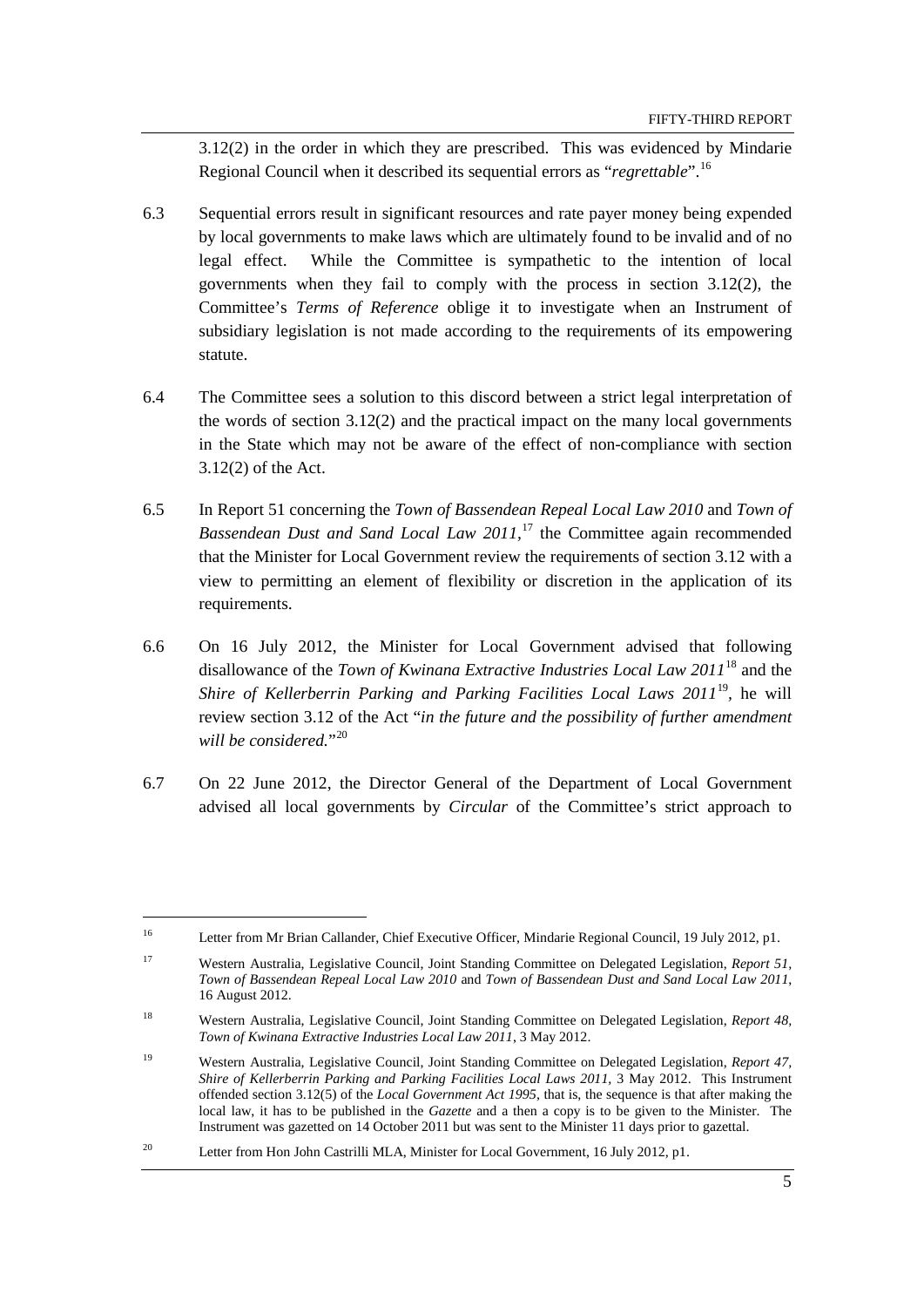3.12(2) in the order in which they are prescribed. This was evidenced by Mindarie Regional Council when it described its sequential errors as "*regrettable*".[16]

6.3 Sequential errors result in significant resources and rate payer money being expended by local governments to make laws which are ultimately found to be invalid and of no legal effect. While the Committee is sympathetic to the intention of local governments when they fail to comply with the process in section 3.12(2), the Committee's *Terms of Reference* oblige it to investigate when an Instrument of subsidiary legislation is not made according to the requirements of its empowering statute.

6.4 The Committee sees a solution to this discord between a strict legal interpretation of the words of section 3.12(2) and the practical impact on the many local governments in the State which may not be aware of the effect of non-compliance with section 3.12(2) of the Act.

6.5 In Report 51 concerning the *Town of Bassendean Repeal Local Law 2010* and *Town of Bassendean Dust and Sand Local Law 2011*,[17] the Committee again recommended that the Minister for Local Government review the requirements of section 3.12 with a view to permitting an element of flexibility or discretion in the application of its requirements.

6.6 On 16 July 2012, the Minister for Local Government advised that following disallowance of the *Town of Kwinana Extractive Industries Local Law 2011*[18] and the *Shire of Kellerberrin Parking and Parking Facilities Local Laws 2011*[19], he will review section 3.12 of the Act "*in the future and the possibility of further amendment will be considered.*"[20]

6.7 On 22 June 2012, the Director General of the Department of Local Government advised all local governments by *Circular* of the Committee's strict approach to

---

[16] Letter from Mr Brian Callander, Chief Executive Officer, Mindarie Regional Council, 19 July 2012, p1.

[17] Western Australia, Legislative Council, Joint Standing Committee on Delegated Legislation, *Report 51*, *Town of Bassendean Repeal Local Law 2010* and *Town of Bassendean Dust and Sand Local Law 2011*, 16 August 2012.

[18] Western Australia, Legislative Council, Joint Standing Committee on Delegated Legislation, *Report 48*, *Town of Kwinana Extractive Industries Local Law 2011*, 3 May 2012.

[19] Western Australia, Legislative Council, Joint Standing Committee on Delegated Legislation, *Report 47*, *Shire of Kellerberrin Parking and Parking Facilities Local Laws 2011*, 3 May 2012. This Instrument offended section 3.12(5) of the *Local Government Act 1995*, that is, the sequence is that after making the local law, it has to be published in the *Gazette* and a then a copy is to be given to the Minister. The Instrument was gazetted on 14 October 2011 but was sent to the Minister 11 days prior to gazettal.

[20] Letter from Hon John Castrilli MLA, Minister for Local Government, 16 July 2012, p1.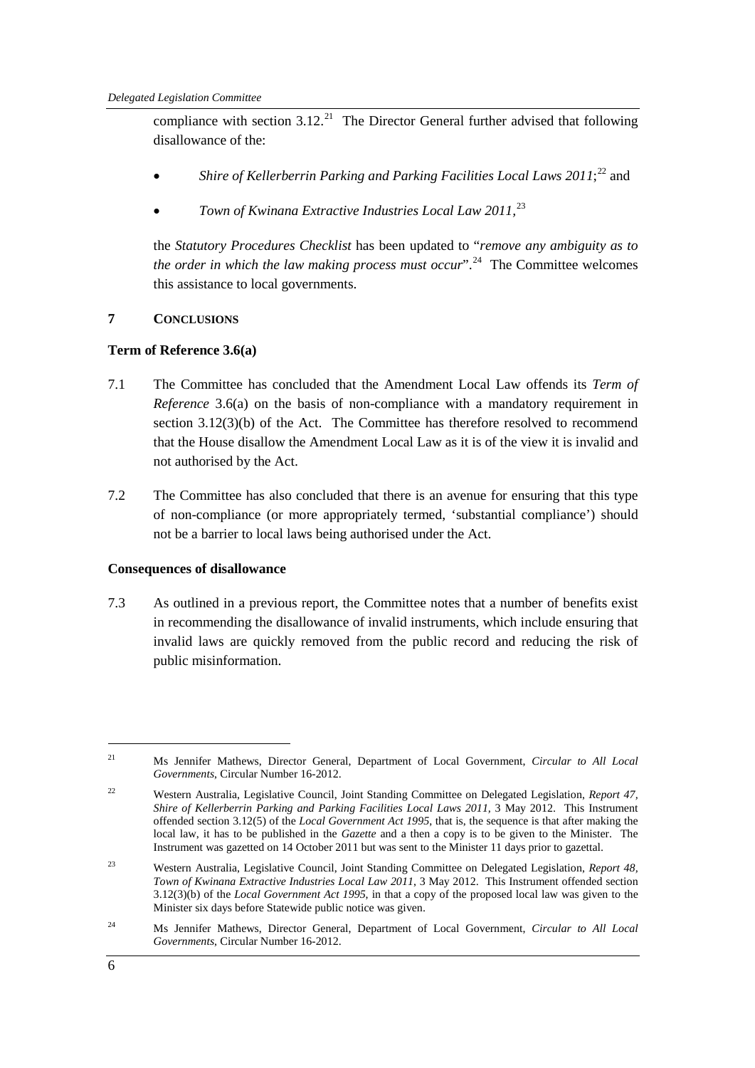compliance with section 3.12.[21] The Director General further advised that following disallowance of the:

- *Shire of Kellerberrin Parking and Parking Facilities Local Laws 2011*;[22] and
- *Town of Kwinana Extractive Industries Local Law 2011*,[23]

the *Statutory Procedures Checklist* has been updated to "*remove any ambiguity as to the order in which the law making process must occur*".[24] The Committee welcomes this assistance to local governments.

## 7 CONCLUSIONS

### Term of Reference 3.6(a)

7.1 The Committee has concluded that the Amendment Local Law offends its *Term of Reference* 3.6(a) on the basis of non-compliance with a mandatory requirement in section 3.12(3)(b) of the Act. The Committee has therefore resolved to recommend that the House disallow the Amendment Local Law as it is of the view it is invalid and not authorised by the Act.

7.2 The Committee has also concluded that there is an avenue for ensuring that this type of non-compliance (or more appropriately termed, 'substantial compliance') should not be a barrier to local laws being authorised under the Act.

### Consequences of disallowance

7.3 As outlined in a previous report, the Committee notes that a number of benefits exist in recommending the disallowance of invalid instruments, which include ensuring that invalid laws are quickly removed from the public record and reducing the risk of public misinformation.

---

[21] Ms Jennifer Mathews, Director General, Department of Local Government, *Circular to All Local Governments*, Circular Number 16-2012.

[22] Western Australia, Legislative Council, Joint Standing Committee on Delegated Legislation, *Report 47, Shire of Kellerberrin Parking and Parking Facilities Local Laws 2011*, 3 May 2012. This Instrument offended section 3.12(5) of the *Local Government Act 1995*, that is, the sequence is that after making the local law, it has to be published in the *Gazette* and a then a copy is to be given to the Minister. The Instrument was gazetted on 14 October 2011 but was sent to the Minister 11 days prior to gazettal.

[23] Western Australia, Legislative Council, Joint Standing Committee on Delegated Legislation, *Report 48, Town of Kwinana Extractive Industries Local Law 2011*, 3 May 2012. This Instrument offended section 3.12(3)(b) of the *Local Government Act 1995*, in that a copy of the proposed local law was given to the Minister six days before Statewide public notice was given.

[24] Ms Jennifer Mathews, Director General, Department of Local Government, *Circular to All Local Governments*, Circular Number 16-2012.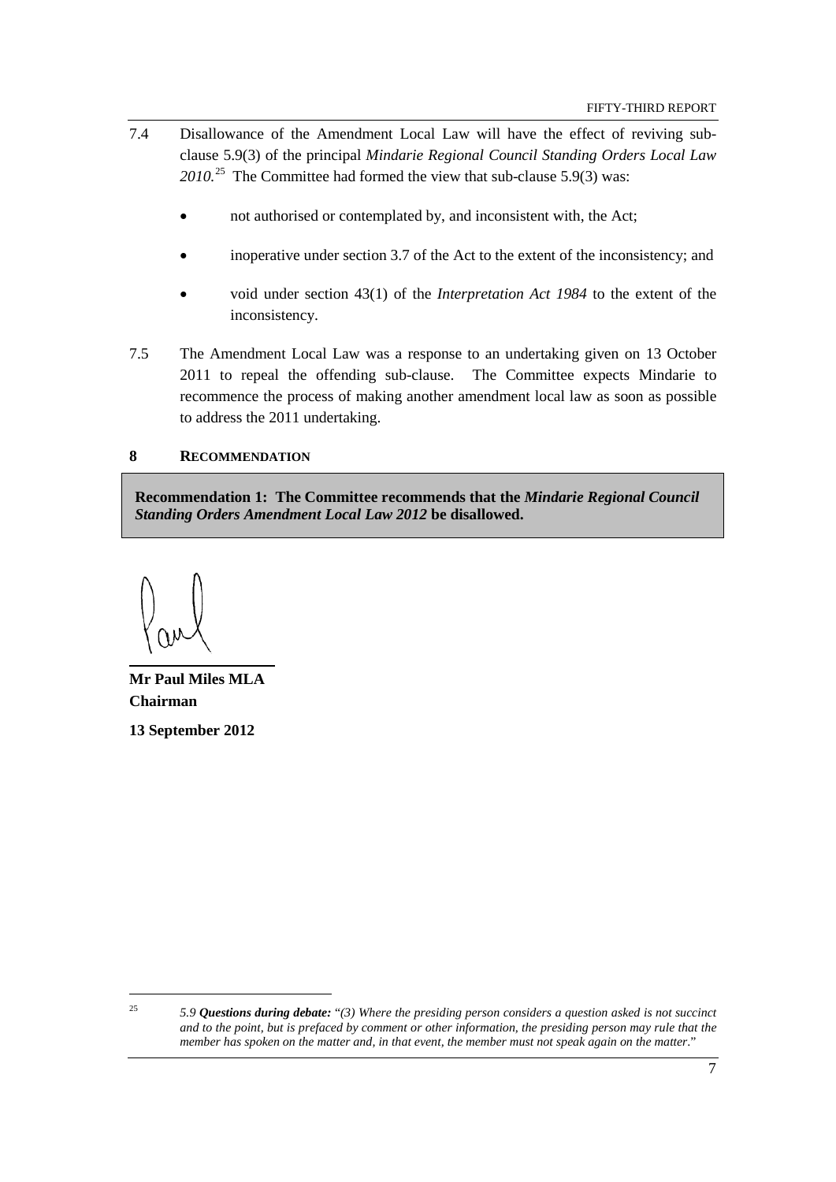7.4 Disallowance of the Amendment Local Law will have the effect of reviving sub-clause 5.9(3) of the principal *Mindarie Regional Council Standing Orders Local Law 2010.*[25] The Committee had formed the view that sub-clause 5.9(3) was:

- not authorised or contemplated by, and inconsistent with, the Act;
- inoperative under section 3.7 of the Act to the extent of the inconsistency; and
- void under section 43(1) of the *Interpretation Act 1984* to the extent of the inconsistency.

7.5 The Amendment Local Law was a response to an undertaking given on 13 October 2011 to repeal the offending sub-clause. The Committee expects Mindarie to recommence the process of making another amendment local law as soon as possible to address the 2011 undertaking.

## 8 RECOMMENDATION

**Recommendation 1: The Committee recommends that the *Mindarie Regional Council Standing Orders Amendment Local Law 2012* be disallowed.**

**Mr Paul Miles MLA**
**Chairman**

**13 September 2012**

---

[25] *5.9 **Questions during debate:** "(3) Where the presiding person considers a question asked is not succinct and to the point, but is prefaced by comment or other information, the presiding person may rule that the member has spoken on the matter and, in that event, the member must not speak again on the matter*."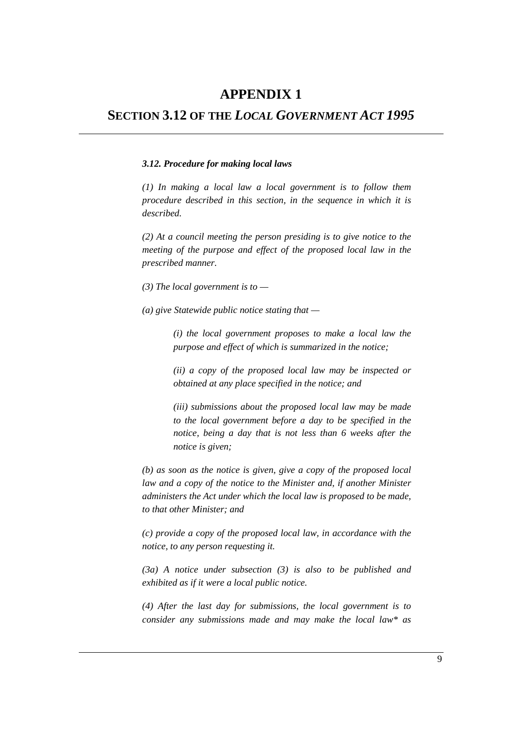# APPENDIX 1

## SECTION 3.12 OF THE *LOCAL GOVERNMENT ACT 1995*

***3.12. Procedure for making local laws***

*(1) In making a local law a local government is to follow them procedure described in this section, in the sequence in which it is described.*

*(2) At a council meeting the person presiding is to give notice to the meeting of the purpose and effect of the proposed local law in the prescribed manner.*

*(3) The local government is to —*

*(a) give Statewide public notice stating that —*

> *(i) the local government proposes to make a local law the purpose and effect of which is summarized in the notice;*
>
> *(ii) a copy of the proposed local law may be inspected or obtained at any place specified in the notice; and*
>
> *(iii) submissions about the proposed local law may be made to the local government before a day to be specified in the notice, being a day that is not less than 6 weeks after the notice is given;*

*(b) as soon as the notice is given, give a copy of the proposed local law and a copy of the notice to the Minister and, if another Minister administers the Act under which the local law is proposed to be made, to that other Minister; and*

*(c) provide a copy of the proposed local law, in accordance with the notice, to any person requesting it.*

*(3a) A notice under subsection (3) is also to be published and exhibited as if it were a local public notice.*

*(4) After the last day for submissions, the local government is to consider any submissions made and may make the local law* as*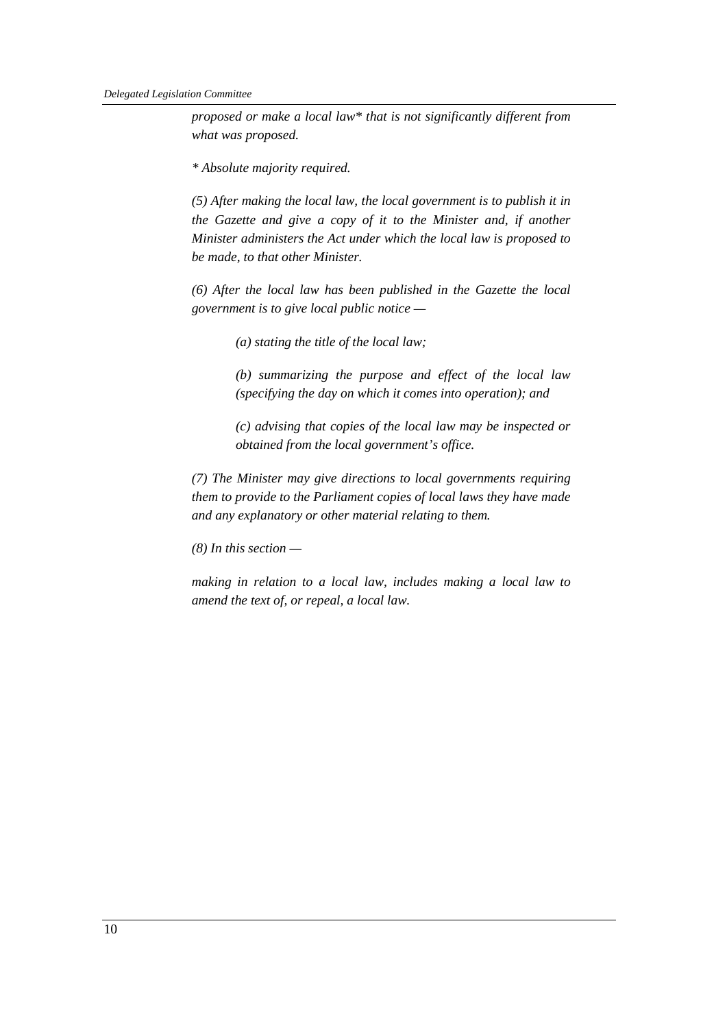*proposed or make a local law\* that is not significantly different from what was proposed.*

*\* Absolute majority required.*

*(5) After making the local law, the local government is to publish it in the Gazette and give a copy of it to the Minister and, if another Minister administers the Act under which the local law is proposed to be made, to that other Minister.*

*(6) After the local law has been published in the Gazette the local government is to give local public notice —*

> *(a) stating the title of the local law;*
>
> *(b) summarizing the purpose and effect of the local law (specifying the day on which it comes into operation); and*
>
> *(c) advising that copies of the local law may be inspected or obtained from the local government's office.*

*(7) The Minister may give directions to local governments requiring them to provide to the Parliament copies of local laws they have made and any explanatory or other material relating to them.*

*(8) In this section —*

*making in relation to a local law, includes making a local law to amend the text of, or repeal, a local law.*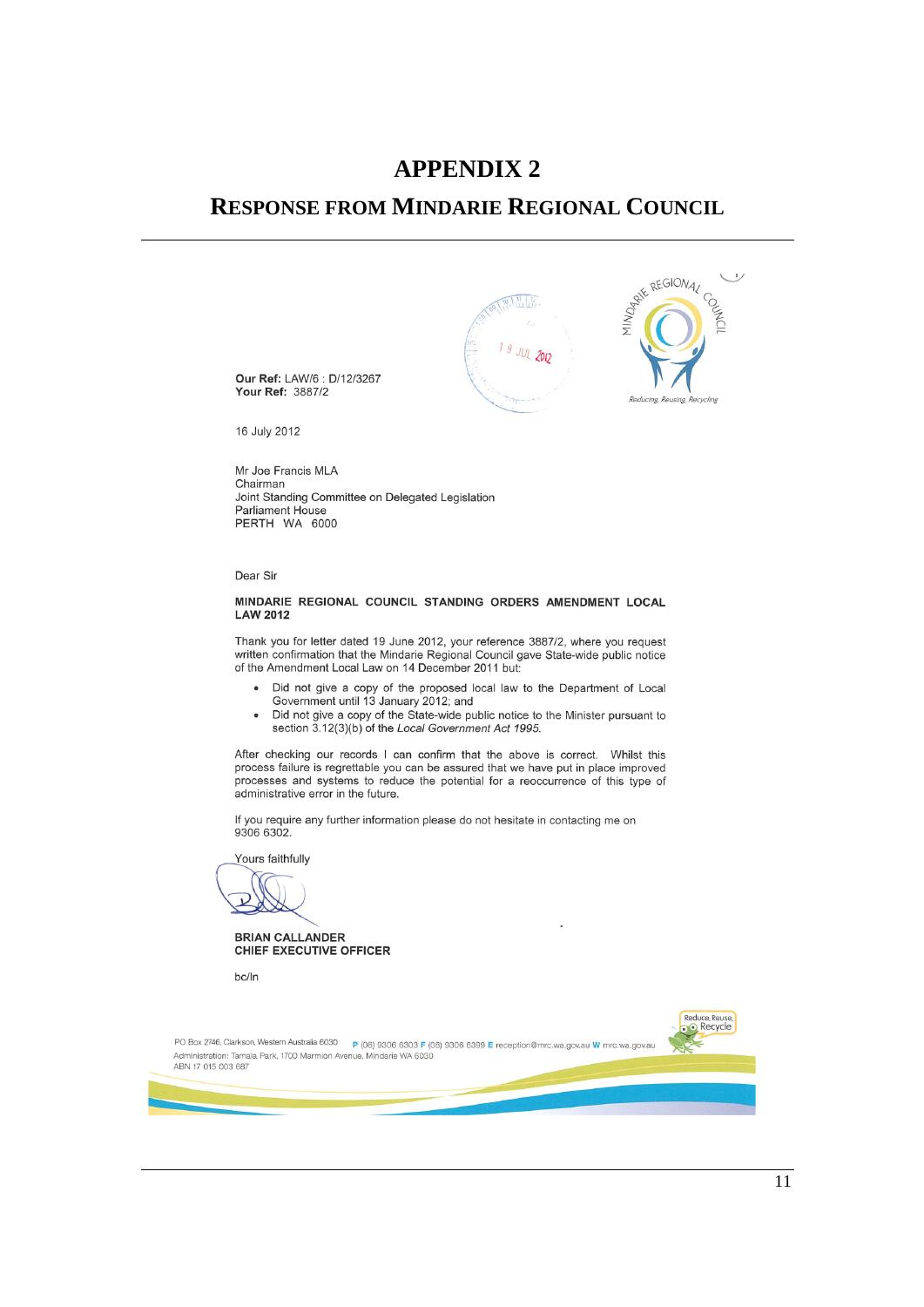# APPENDIX 2

## RESPONSE FROM MINDARIE REGIONAL COUNCIL

MINDARIE REGIONAL COUNCIL

Reducing, Reusing, Recycling

19 JUL 2012

**Our Ref:** LAW/6 : D/12/3267
**Your Ref:** 3887/2

16 July 2012

Mr Joe Francis MLA
Chairman
Joint Standing Committee on Delegated Legislation
Parliament House
PERTH WA 6000

Dear Sir

**MINDARIE REGIONAL COUNCIL STANDING ORDERS AMENDMENT LOCAL LAW 2012**

Thank you for letter dated 19 June 2012, your reference 3887/2, where you request written confirmation that the Mindarie Regional Council gave State-wide public notice of the Amendment Local Law on 14 December 2011 but:

- Did not give a copy of the proposed local law to the Department of Local Government until 13 January 2012; and
- Did not give a copy of the State-wide public notice to the Minister pursuant to section 3.12(3)(b) of the *Local Government Act 1995*.

After checking our records I can confirm that the above is correct. Whilst this process failure is regrettable you can be assured that we have put in place improved processes and systems to reduce the potential for a reoccurrence of this type of administrative error in the future.

If you require any further information please do not hesitate in contacting me on 9306 6302.

Yours faithfully

**BRIAN CALLANDER**
**CHIEF EXECUTIVE OFFICER**

bc/ln

Reduce, Reuse, Recycle

PO Box 2746, Clarkson, Western Australia 6030 P (08) 9306 6303 F (08) 9306 6399 E reception@mrc.wa.gov.au W mrc.wa.gov.au
Administration: Tamala Park, 1700 Marmion Avenue, Mindarie WA 6030
ABN 17 015 003 687